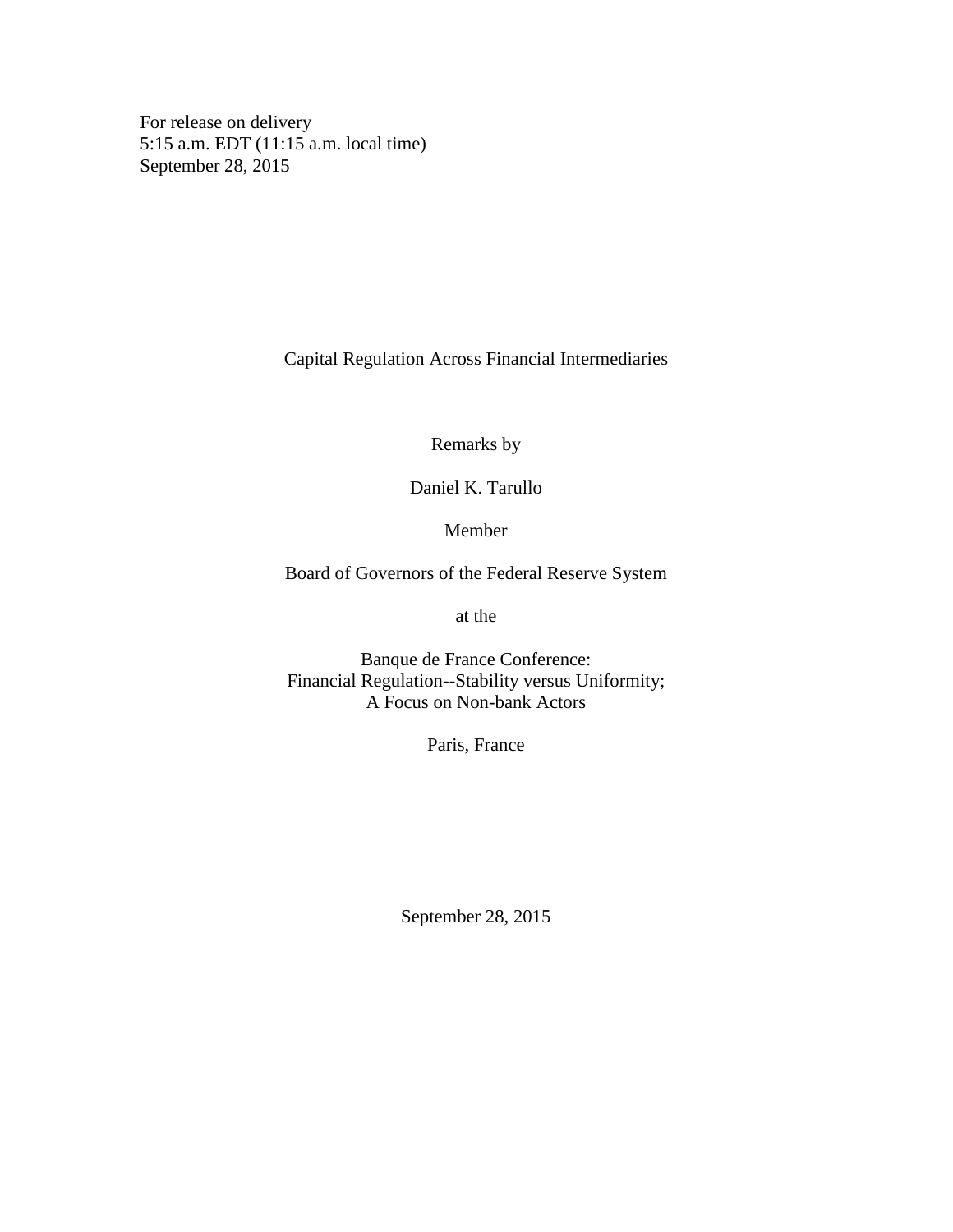For release on delivery
5:15 a.m. EDT (11:15 a.m. local time)
September 28, 2015

# Capital Regulation Across Financial Intermediaries

Remarks by

Daniel K. Tarullo

Member

Board of Governors of the Federal Reserve System

at the

Banque de France Conference:
Financial Regulation--Stability versus Uniformity;
A Focus on Non-bank Actors

Paris, France

September 28, 2015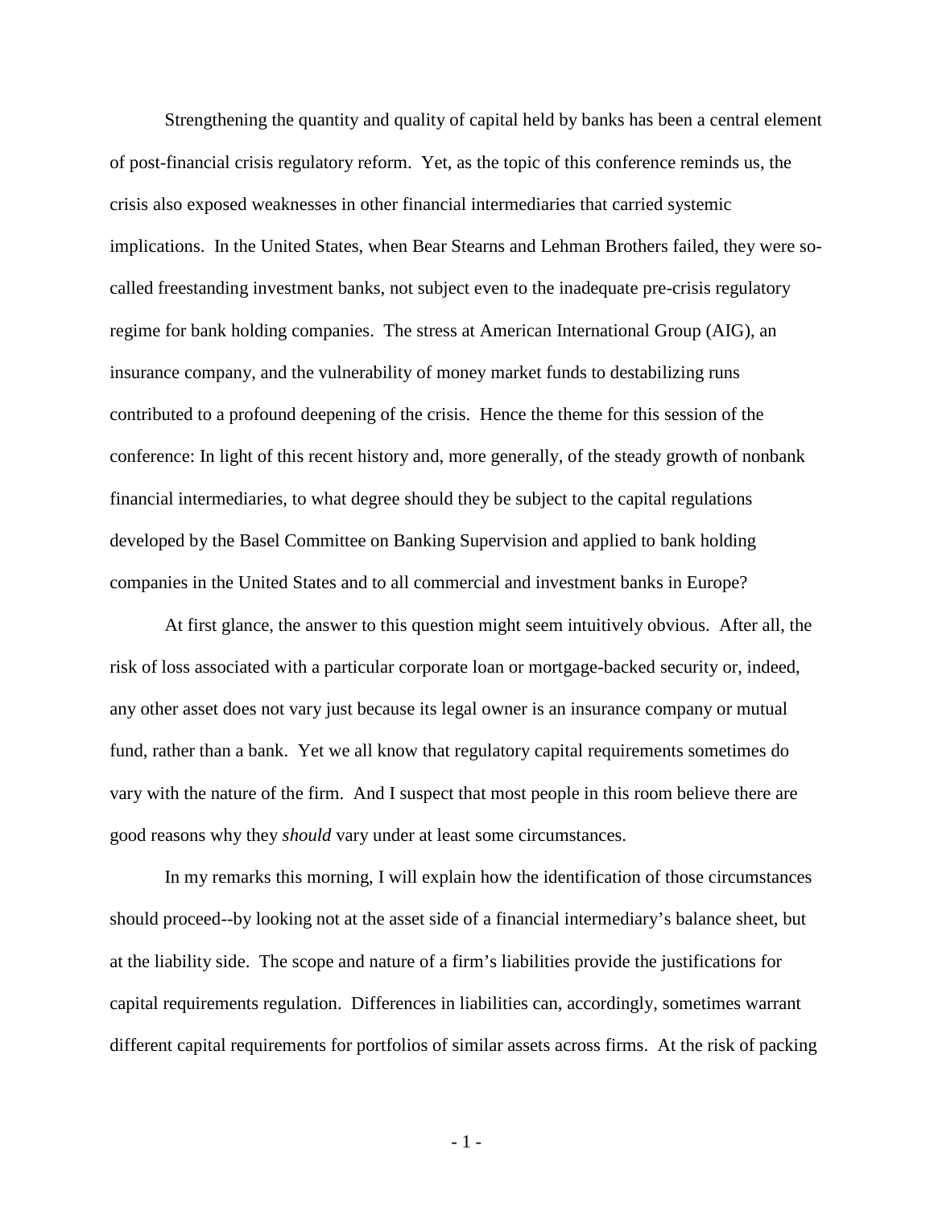Strengthening the quantity and quality of capital held by banks has been a central element of post-financial crisis regulatory reform. Yet, as the topic of this conference reminds us, the crisis also exposed weaknesses in other financial intermediaries that carried systemic implications. In the United States, when Bear Stearns and Lehman Brothers failed, they were so-called freestanding investment banks, not subject even to the inadequate pre-crisis regulatory regime for bank holding companies. The stress at American International Group (AIG), an insurance company, and the vulnerability of money market funds to destabilizing runs contributed to a profound deepening of the crisis. Hence the theme for this session of the conference: In light of this recent history and, more generally, of the steady growth of nonbank financial intermediaries, to what degree should they be subject to the capital regulations developed by the Basel Committee on Banking Supervision and applied to bank holding companies in the United States and to all commercial and investment banks in Europe?

At first glance, the answer to this question might seem intuitively obvious. After all, the risk of loss associated with a particular corporate loan or mortgage-backed security or, indeed, any other asset does not vary just because its legal owner is an insurance company or mutual fund, rather than a bank. Yet we all know that regulatory capital requirements sometimes do vary with the nature of the firm. And I suspect that most people in this room believe there are good reasons why they *should* vary under at least some circumstances.

In my remarks this morning, I will explain how the identification of those circumstances should proceed--by looking not at the asset side of a financial intermediary's balance sheet, but at the liability side. The scope and nature of a firm's liabilities provide the justifications for capital requirements regulation. Differences in liabilities can, accordingly, sometimes warrant different capital requirements for portfolios of similar assets across firms. At the risk of packing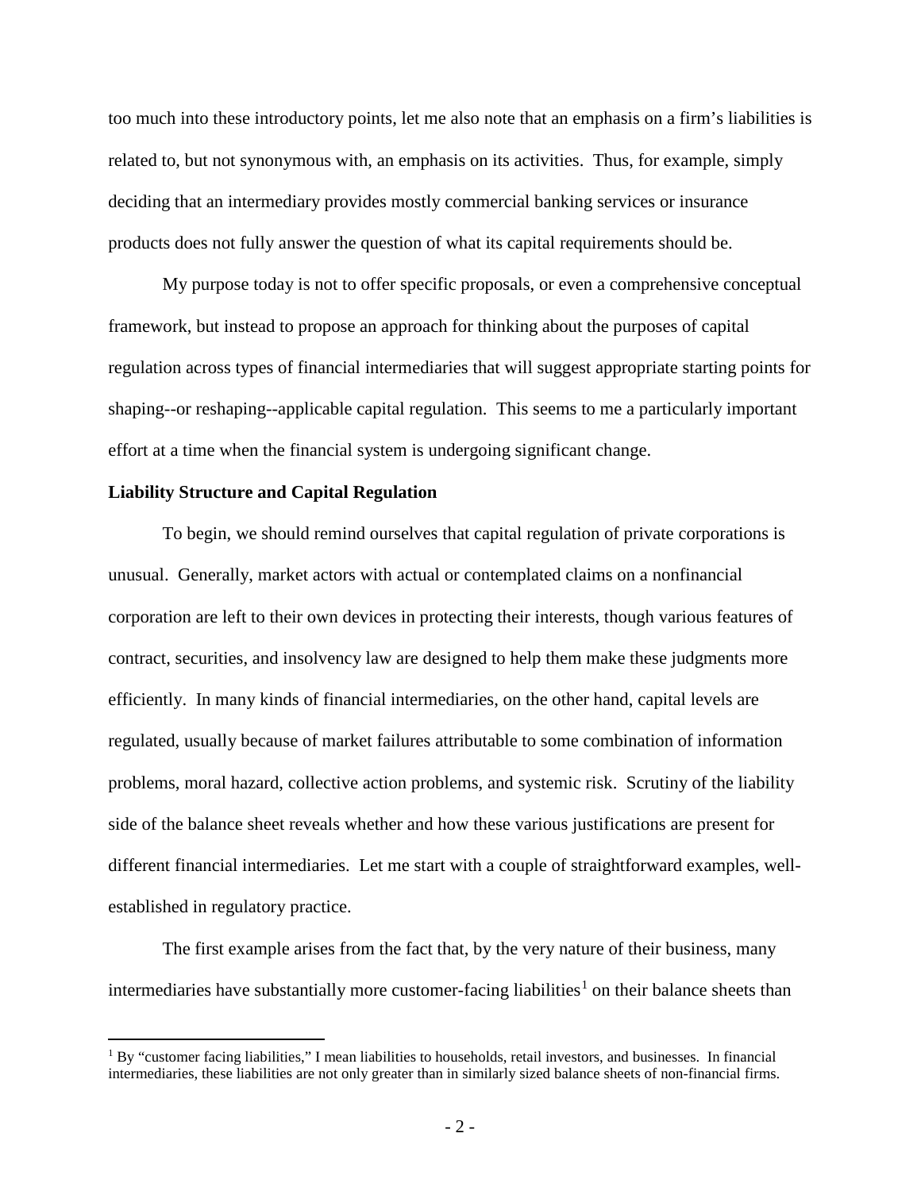too much into these introductory points, let me also note that an emphasis on a firm's liabilities is related to, but not synonymous with, an emphasis on its activities. Thus, for example, simply deciding that an intermediary provides mostly commercial banking services or insurance products does not fully answer the question of what its capital requirements should be.

My purpose today is not to offer specific proposals, or even a comprehensive conceptual framework, but instead to propose an approach for thinking about the purposes of capital regulation across types of financial intermediaries that will suggest appropriate starting points for shaping--or reshaping--applicable capital regulation. This seems to me a particularly important effort at a time when the financial system is undergoing significant change.

**Liability Structure and Capital Regulation**

To begin, we should remind ourselves that capital regulation of private corporations is unusual. Generally, market actors with actual or contemplated claims on a nonfinancial corporation are left to their own devices in protecting their interests, though various features of contract, securities, and insolvency law are designed to help them make these judgments more efficiently. In many kinds of financial intermediaries, on the other hand, capital levels are regulated, usually because of market failures attributable to some combination of information problems, moral hazard, collective action problems, and systemic risk. Scrutiny of the liability side of the balance sheet reveals whether and how these various justifications are present for different financial intermediaries. Let me start with a couple of straightforward examples, well-established in regulatory practice.

The first example arises from the fact that, by the very nature of their business, many intermediaries have substantially more customer-facing liabilities[1] on their balance sheets than

[1] By "customer facing liabilities," I mean liabilities to households, retail investors, and businesses. In financial intermediaries, these liabilities are not only greater than in similarly sized balance sheets of non-financial firms.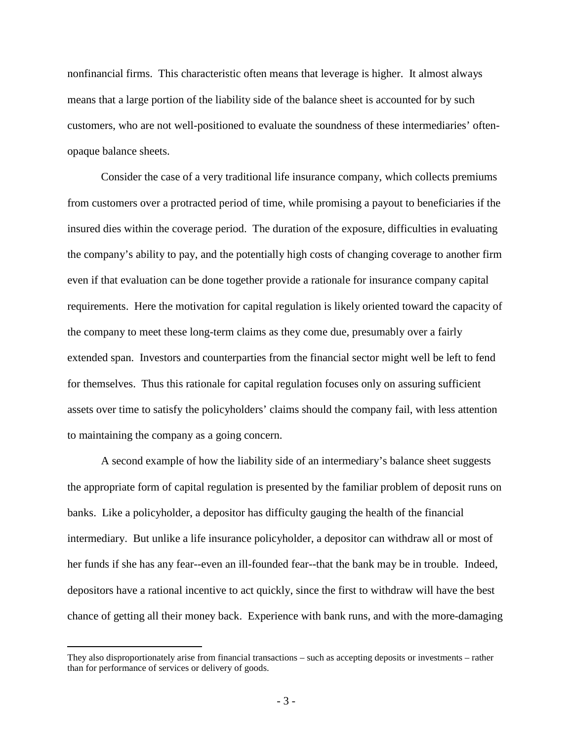nonfinancial firms. This characteristic often means that leverage is higher. It almost always means that a large portion of the liability side of the balance sheet is accounted for by such customers, who are not well-positioned to evaluate the soundness of these intermediaries' often-opaque balance sheets.

Consider the case of a very traditional life insurance company, which collects premiums from customers over a protracted period of time, while promising a payout to beneficiaries if the insured dies within the coverage period. The duration of the exposure, difficulties in evaluating the company's ability to pay, and the potentially high costs of changing coverage to another firm even if that evaluation can be done together provide a rationale for insurance company capital requirements. Here the motivation for capital regulation is likely oriented toward the capacity of the company to meet these long-term claims as they come due, presumably over a fairly extended span. Investors and counterparties from the financial sector might well be left to fend for themselves. Thus this rationale for capital regulation focuses only on assuring sufficient assets over time to satisfy the policyholders' claims should the company fail, with less attention to maintaining the company as a going concern.

A second example of how the liability side of an intermediary's balance sheet suggests the appropriate form of capital regulation is presented by the familiar problem of deposit runs on banks. Like a policyholder, a depositor has difficulty gauging the health of the financial intermediary. But unlike a life insurance policyholder, a depositor can withdraw all or most of her funds if she has any fear--even an ill-founded fear--that the bank may be in trouble. Indeed, depositors have a rational incentive to act quickly, since the first to withdraw will have the best chance of getting all their money back. Experience with bank runs, and with the more-damaging

---

They also disproportionately arise from financial transactions – such as accepting deposits or investments – rather than for performance of services or delivery of goods.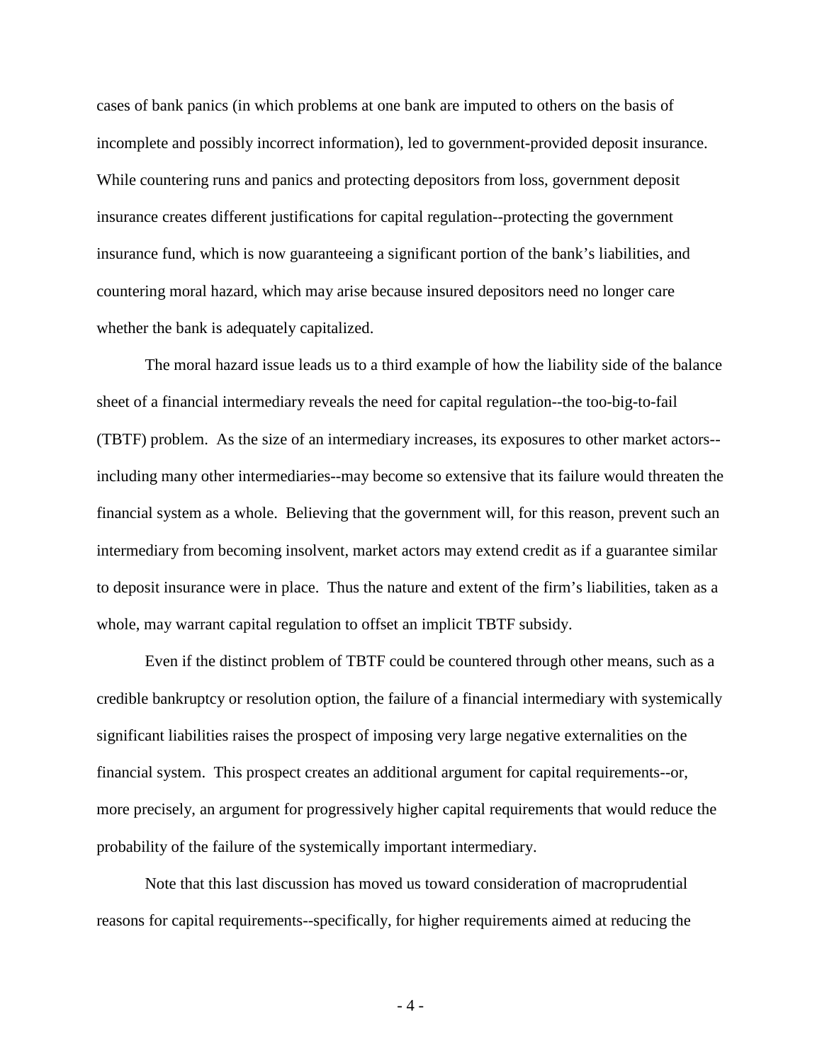cases of bank panics (in which problems at one bank are imputed to others on the basis of incomplete and possibly incorrect information), led to government-provided deposit insurance. While countering runs and panics and protecting depositors from loss, government deposit insurance creates different justifications for capital regulation--protecting the government insurance fund, which is now guaranteeing a significant portion of the bank's liabilities, and countering moral hazard, which may arise because insured depositors need no longer care whether the bank is adequately capitalized.

The moral hazard issue leads us to a third example of how the liability side of the balance sheet of a financial intermediary reveals the need for capital regulation--the too-big-to-fail (TBTF) problem. As the size of an intermediary increases, its exposures to other market actors--including many other intermediaries--may become so extensive that its failure would threaten the financial system as a whole. Believing that the government will, for this reason, prevent such an intermediary from becoming insolvent, market actors may extend credit as if a guarantee similar to deposit insurance were in place. Thus the nature and extent of the firm's liabilities, taken as a whole, may warrant capital regulation to offset an implicit TBTF subsidy.

Even if the distinct problem of TBTF could be countered through other means, such as a credible bankruptcy or resolution option, the failure of a financial intermediary with systemically significant liabilities raises the prospect of imposing very large negative externalities on the financial system. This prospect creates an additional argument for capital requirements--or, more precisely, an argument for progressively higher capital requirements that would reduce the probability of the failure of the systemically important intermediary.

Note that this last discussion has moved us toward consideration of macroprudential reasons for capital requirements--specifically, for higher requirements aimed at reducing the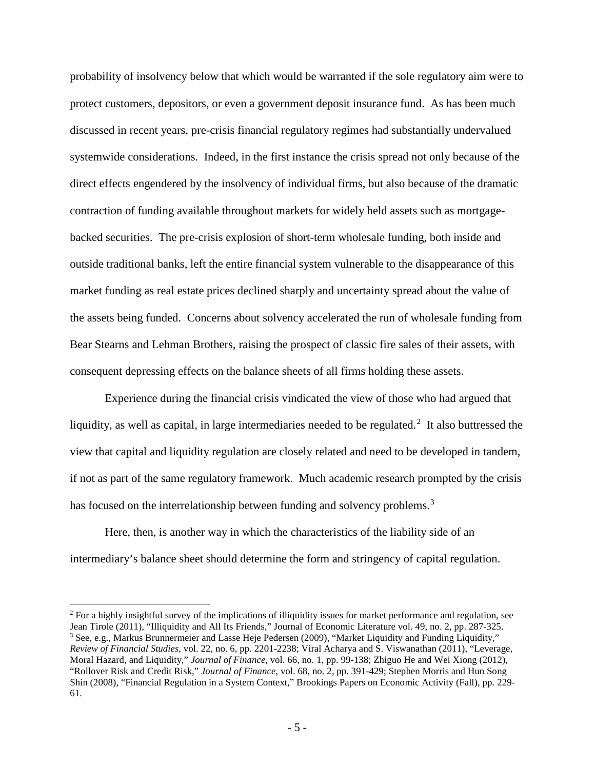probability of insolvency below that which would be warranted if the sole regulatory aim were to protect customers, depositors, or even a government deposit insurance fund. As has been much discussed in recent years, pre-crisis financial regulatory regimes had substantially undervalued systemwide considerations. Indeed, in the first instance the crisis spread not only because of the direct effects engendered by the insolvency of individual firms, but also because of the dramatic contraction of funding available throughout markets for widely held assets such as mortgage-backed securities. The pre-crisis explosion of short-term wholesale funding, both inside and outside traditional banks, left the entire financial system vulnerable to the disappearance of this market funding as real estate prices declined sharply and uncertainty spread about the value of the assets being funded. Concerns about solvency accelerated the run of wholesale funding from Bear Stearns and Lehman Brothers, raising the prospect of classic fire sales of their assets, with consequent depressing effects on the balance sheets of all firms holding these assets.

Experience during the financial crisis vindicated the view of those who had argued that liquidity, as well as capital, in large intermediaries needed to be regulated.[2] It also buttressed the view that capital and liquidity regulation are closely related and need to be developed in tandem, if not as part of the same regulatory framework. Much academic research prompted by the crisis has focused on the interrelationship between funding and solvency problems.[3]

Here, then, is another way in which the characteristics of the liability side of an intermediary's balance sheet should determine the form and stringency of capital regulation.

---

[2] For a highly insightful survey of the implications of illiquidity issues for market performance and regulation, see Jean Tirole (2011), "Illiquidity and All Its Friends," Journal of Economic Literature vol. 49, no. 2, pp. 287-325.

[3] See, e.g., Markus Brunnermeier and Lasse Heje Pedersen (2009), "Market Liquidity and Funding Liquidity," *Review of Financial Studies*, vol. 22, no. 6, pp. 2201-2238; Viral Acharya and S. Viswanathan (2011), "Leverage, Moral Hazard, and Liquidity," *Journal of Finance*, vol. 66, no. 1, pp. 99-138; Zhiguo He and Wei Xiong (2012), "Rollover Risk and Credit Risk," *Journal of Finance*, vol. 68, no. 2, pp. 391-429; Stephen Morris and Hun Song Shin (2008), "Financial Regulation in a System Context," Brookings Papers on Economic Activity (Fall), pp. 229-61.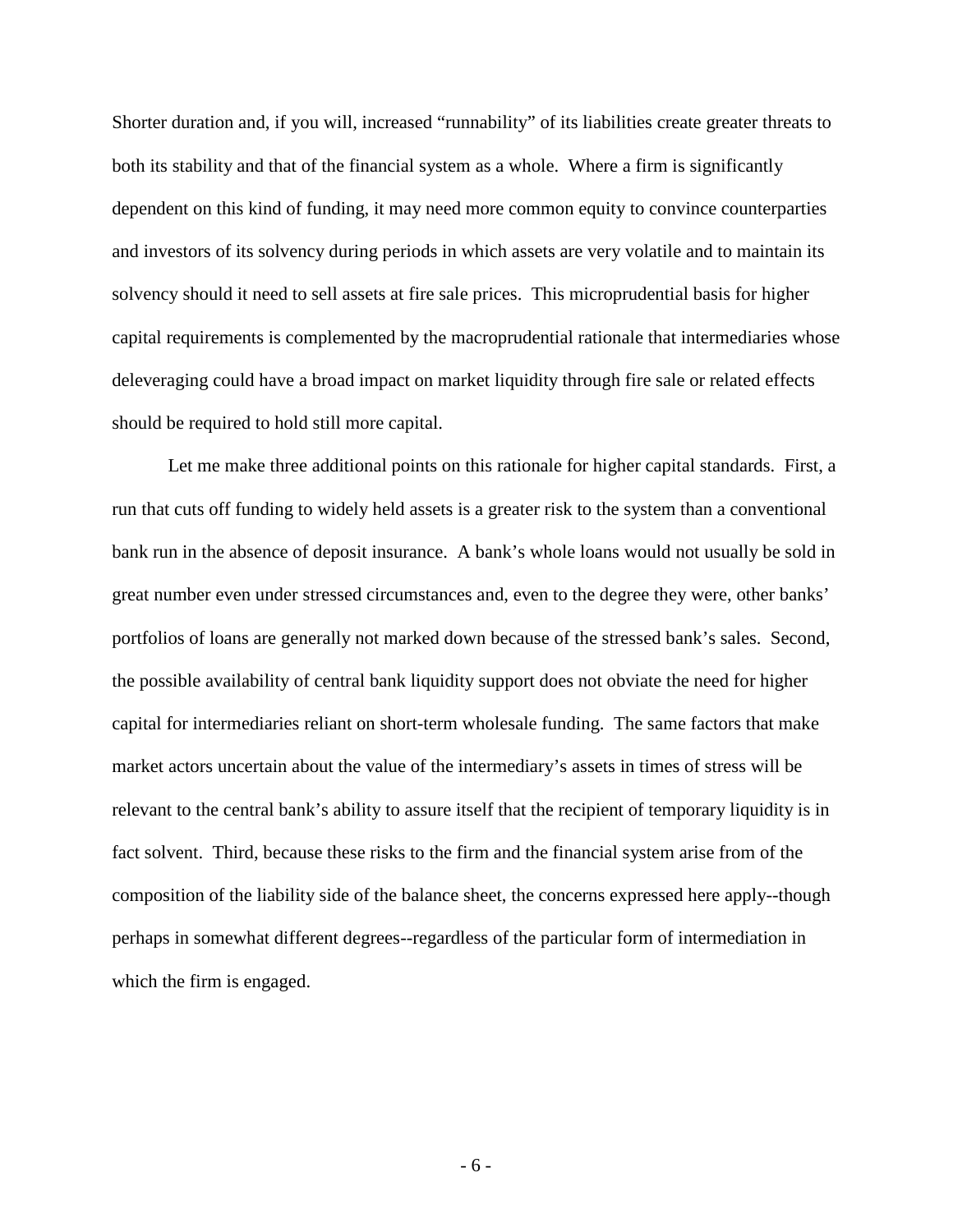Shorter duration and, if you will, increased "runnability" of its liabilities create greater threats to both its stability and that of the financial system as a whole. Where a firm is significantly dependent on this kind of funding, it may need more common equity to convince counterparties and investors of its solvency during periods in which assets are very volatile and to maintain its solvency should it need to sell assets at fire sale prices. This microprudential basis for higher capital requirements is complemented by the macroprudential rationale that intermediaries whose deleveraging could have a broad impact on market liquidity through fire sale or related effects should be required to hold still more capital.

Let me make three additional points on this rationale for higher capital standards. First, a run that cuts off funding to widely held assets is a greater risk to the system than a conventional bank run in the absence of deposit insurance. A bank's whole loans would not usually be sold in great number even under stressed circumstances and, even to the degree they were, other banks' portfolios of loans are generally not marked down because of the stressed bank's sales. Second, the possible availability of central bank liquidity support does not obviate the need for higher capital for intermediaries reliant on short-term wholesale funding. The same factors that make market actors uncertain about the value of the intermediary's assets in times of stress will be relevant to the central bank's ability to assure itself that the recipient of temporary liquidity is in fact solvent. Third, because these risks to the firm and the financial system arise from of the composition of the liability side of the balance sheet, the concerns expressed here apply--though perhaps in somewhat different degrees--regardless of the particular form of intermediation in which the firm is engaged.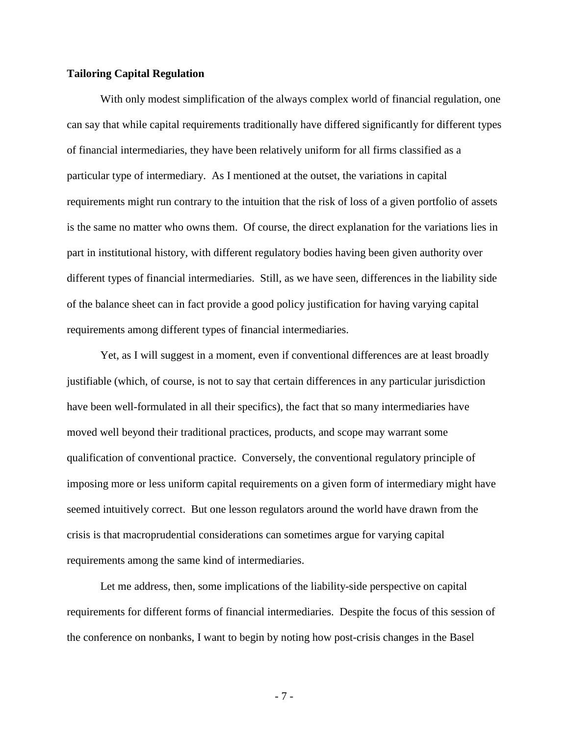**Tailoring Capital Regulation**

With only modest simplification of the always complex world of financial regulation, one can say that while capital requirements traditionally have differed significantly for different types of financial intermediaries, they have been relatively uniform for all firms classified as a particular type of intermediary. As I mentioned at the outset, the variations in capital requirements might run contrary to the intuition that the risk of loss of a given portfolio of assets is the same no matter who owns them. Of course, the direct explanation for the variations lies in part in institutional history, with different regulatory bodies having been given authority over different types of financial intermediaries. Still, as we have seen, differences in the liability side of the balance sheet can in fact provide a good policy justification for having varying capital requirements among different types of financial intermediaries.

Yet, as I will suggest in a moment, even if conventional differences are at least broadly justifiable (which, of course, is not to say that certain differences in any particular jurisdiction have been well-formulated in all their specifics), the fact that so many intermediaries have moved well beyond their traditional practices, products, and scope may warrant some qualification of conventional practice. Conversely, the conventional regulatory principle of imposing more or less uniform capital requirements on a given form of intermediary might have seemed intuitively correct. But one lesson regulators around the world have drawn from the crisis is that macroprudential considerations can sometimes argue for varying capital requirements among the same kind of intermediaries.

Let me address, then, some implications of the liability-side perspective on capital requirements for different forms of financial intermediaries. Despite the focus of this session of the conference on nonbanks, I want to begin by noting how post-crisis changes in the Basel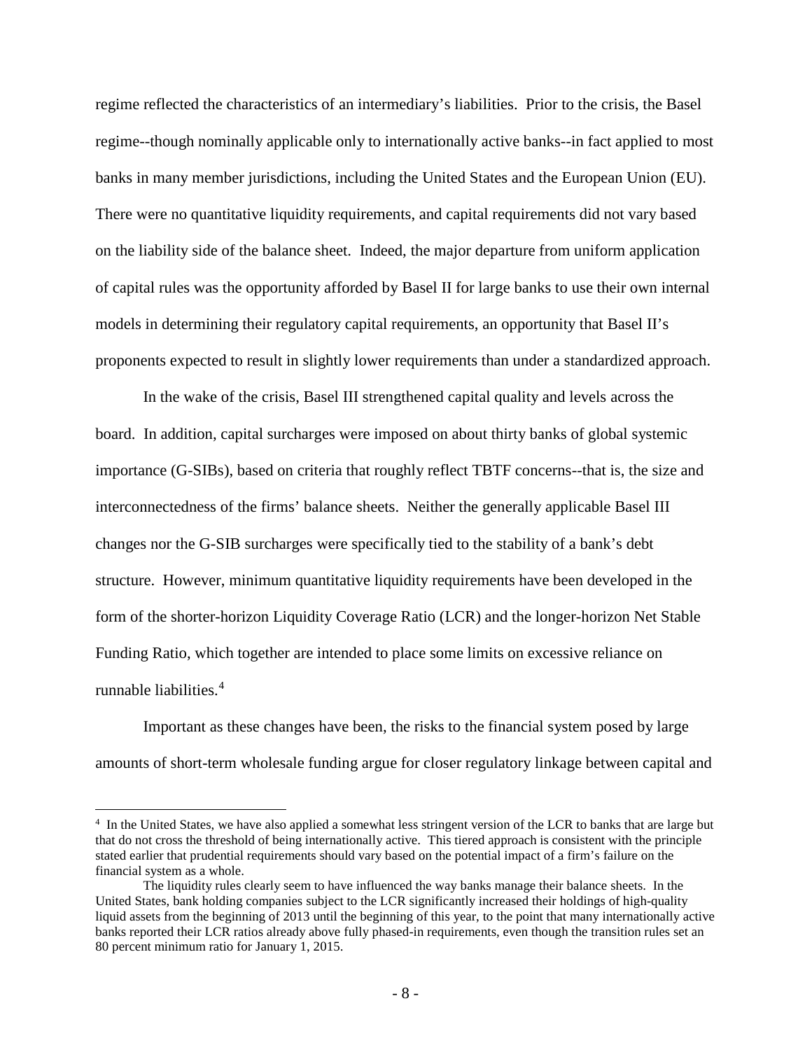regime reflected the characteristics of an intermediary's liabilities. Prior to the crisis, the Basel regime--though nominally applicable only to internationally active banks--in fact applied to most banks in many member jurisdictions, including the United States and the European Union (EU). There were no quantitative liquidity requirements, and capital requirements did not vary based on the liability side of the balance sheet. Indeed, the major departure from uniform application of capital rules was the opportunity afforded by Basel II for large banks to use their own internal models in determining their regulatory capital requirements, an opportunity that Basel II's proponents expected to result in slightly lower requirements than under a standardized approach.

In the wake of the crisis, Basel III strengthened capital quality and levels across the board. In addition, capital surcharges were imposed on about thirty banks of global systemic importance (G-SIBs), based on criteria that roughly reflect TBTF concerns--that is, the size and interconnectedness of the firms' balance sheets. Neither the generally applicable Basel III changes nor the G-SIB surcharges were specifically tied to the stability of a bank's debt structure. However, minimum quantitative liquidity requirements have been developed in the form of the shorter-horizon Liquidity Coverage Ratio (LCR) and the longer-horizon Net Stable Funding Ratio, which together are intended to place some limits on excessive reliance on runnable liabilities.[4]

Important as these changes have been, the risks to the financial system posed by large amounts of short-term wholesale funding argue for closer regulatory linkage between capital and

---

[4] In the United States, we have also applied a somewhat less stringent version of the LCR to banks that are large but that do not cross the threshold of being internationally active. This tiered approach is consistent with the principle stated earlier that prudential requirements should vary based on the potential impact of a firm's failure on the financial system as a whole.

The liquidity rules clearly seem to have influenced the way banks manage their balance sheets. In the United States, bank holding companies subject to the LCR significantly increased their holdings of high-quality liquid assets from the beginning of 2013 until the beginning of this year, to the point that many internationally active banks reported their LCR ratios already above fully phased-in requirements, even though the transition rules set an 80 percent minimum ratio for January 1, 2015.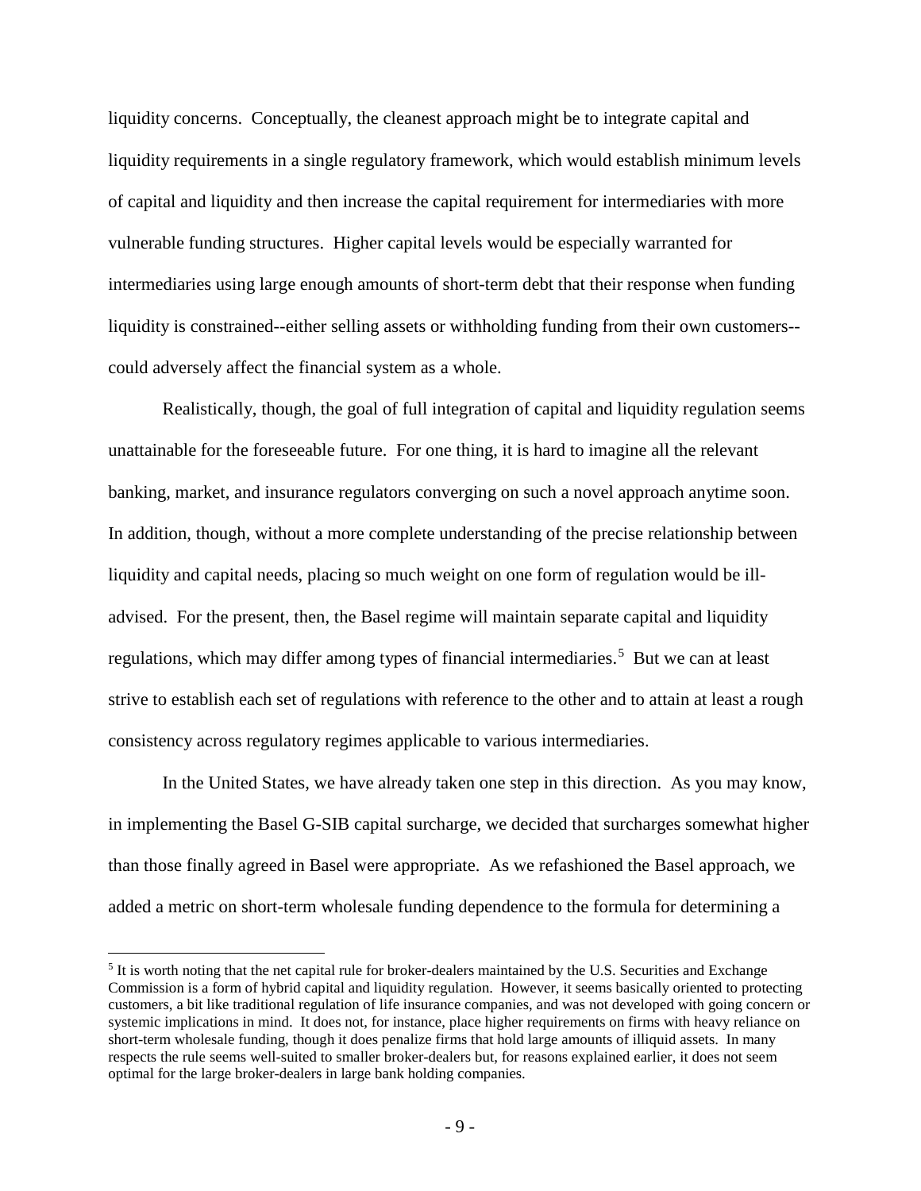liquidity concerns. Conceptually, the cleanest approach might be to integrate capital and liquidity requirements in a single regulatory framework, which would establish minimum levels of capital and liquidity and then increase the capital requirement for intermediaries with more vulnerable funding structures. Higher capital levels would be especially warranted for intermediaries using large enough amounts of short-term debt that their response when funding liquidity is constrained--either selling assets or withholding funding from their own customers--could adversely affect the financial system as a whole.

Realistically, though, the goal of full integration of capital and liquidity regulation seems unattainable for the foreseeable future. For one thing, it is hard to imagine all the relevant banking, market, and insurance regulators converging on such a novel approach anytime soon. In addition, though, without a more complete understanding of the precise relationship between liquidity and capital needs, placing so much weight on one form of regulation would be ill-advised. For the present, then, the Basel regime will maintain separate capital and liquidity regulations, which may differ among types of financial intermediaries.[5] But we can at least strive to establish each set of regulations with reference to the other and to attain at least a rough consistency across regulatory regimes applicable to various intermediaries.

In the United States, we have already taken one step in this direction. As you may know, in implementing the Basel G-SIB capital surcharge, we decided that surcharges somewhat higher than those finally agreed in Basel were appropriate. As we refashioned the Basel approach, we added a metric on short-term wholesale funding dependence to the formula for determining a

---

[5] It is worth noting that the net capital rule for broker-dealers maintained by the U.S. Securities and Exchange Commission is a form of hybrid capital and liquidity regulation. However, it seems basically oriented to protecting customers, a bit like traditional regulation of life insurance companies, and was not developed with going concern or systemic implications in mind. It does not, for instance, place higher requirements on firms with heavy reliance on short-term wholesale funding, though it does penalize firms that hold large amounts of illiquid assets. In many respects the rule seems well-suited to smaller broker-dealers but, for reasons explained earlier, it does not seem optimal for the large broker-dealers in large bank holding companies.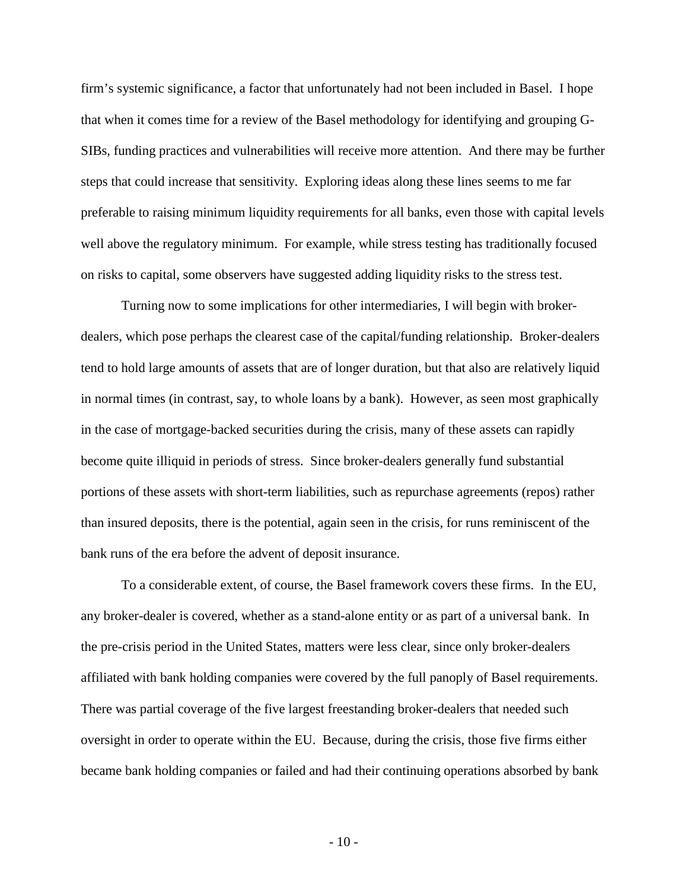firm's systemic significance, a factor that unfortunately had not been included in Basel. I hope that when it comes time for a review of the Basel methodology for identifying and grouping G-SIBs, funding practices and vulnerabilities will receive more attention. And there may be further steps that could increase that sensitivity. Exploring ideas along these lines seems to me far preferable to raising minimum liquidity requirements for all banks, even those with capital levels well above the regulatory minimum. For example, while stress testing has traditionally focused on risks to capital, some observers have suggested adding liquidity risks to the stress test.

Turning now to some implications for other intermediaries, I will begin with broker-dealers, which pose perhaps the clearest case of the capital/funding relationship. Broker-dealers tend to hold large amounts of assets that are of longer duration, but that also are relatively liquid in normal times (in contrast, say, to whole loans by a bank). However, as seen most graphically in the case of mortgage-backed securities during the crisis, many of these assets can rapidly become quite illiquid in periods of stress. Since broker-dealers generally fund substantial portions of these assets with short-term liabilities, such as repurchase agreements (repos) rather than insured deposits, there is the potential, again seen in the crisis, for runs reminiscent of the bank runs of the era before the advent of deposit insurance.

To a considerable extent, of course, the Basel framework covers these firms. In the EU, any broker-dealer is covered, whether as a stand-alone entity or as part of a universal bank. In the pre-crisis period in the United States, matters were less clear, since only broker-dealers affiliated with bank holding companies were covered by the full panoply of Basel requirements. There was partial coverage of the five largest freestanding broker-dealers that needed such oversight in order to operate within the EU. Because, during the crisis, those five firms either became bank holding companies or failed and had their continuing operations absorbed by bank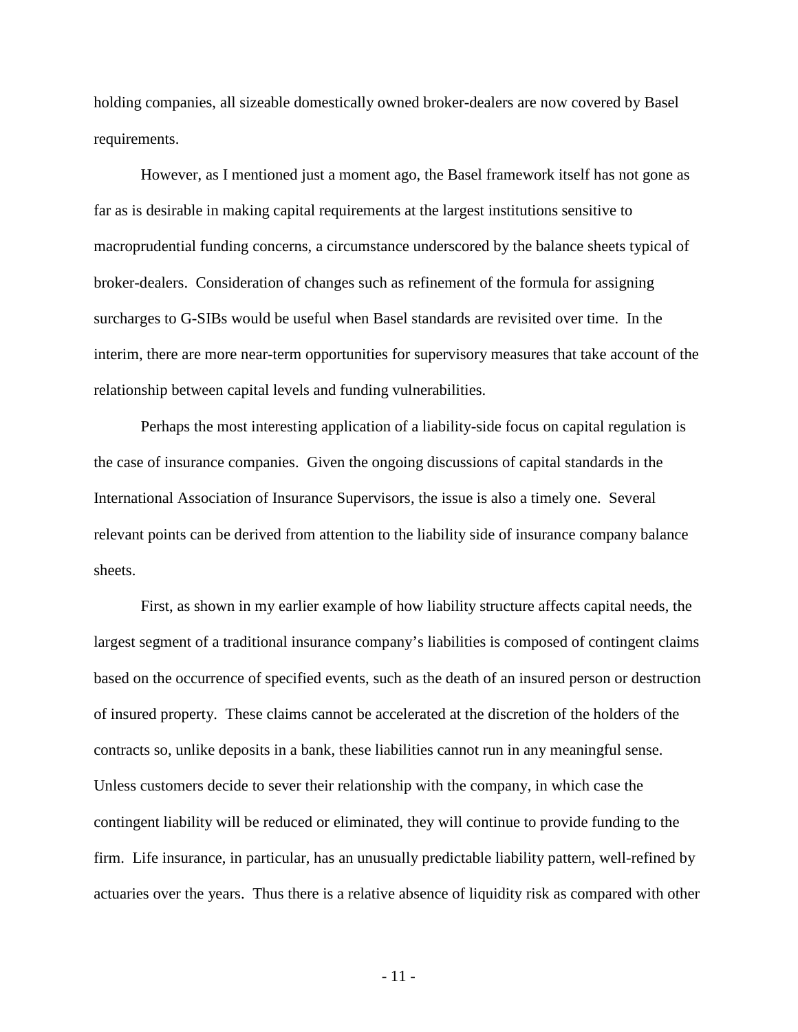holding companies, all sizeable domestically owned broker-dealers are now covered by Basel requirements.

However, as I mentioned just a moment ago, the Basel framework itself has not gone as far as is desirable in making capital requirements at the largest institutions sensitive to macroprudential funding concerns, a circumstance underscored by the balance sheets typical of broker-dealers. Consideration of changes such as refinement of the formula for assigning surcharges to G-SIBs would be useful when Basel standards are revisited over time. In the interim, there are more near-term opportunities for supervisory measures that take account of the relationship between capital levels and funding vulnerabilities.

Perhaps the most interesting application of a liability-side focus on capital regulation is the case of insurance companies. Given the ongoing discussions of capital standards in the International Association of Insurance Supervisors, the issue is also a timely one. Several relevant points can be derived from attention to the liability side of insurance company balance sheets.

First, as shown in my earlier example of how liability structure affects capital needs, the largest segment of a traditional insurance company's liabilities is composed of contingent claims based on the occurrence of specified events, such as the death of an insured person or destruction of insured property. These claims cannot be accelerated at the discretion of the holders of the contracts so, unlike deposits in a bank, these liabilities cannot run in any meaningful sense. Unless customers decide to sever their relationship with the company, in which case the contingent liability will be reduced or eliminated, they will continue to provide funding to the firm. Life insurance, in particular, has an unusually predictable liability pattern, well-refined by actuaries over the years. Thus there is a relative absence of liquidity risk as compared with other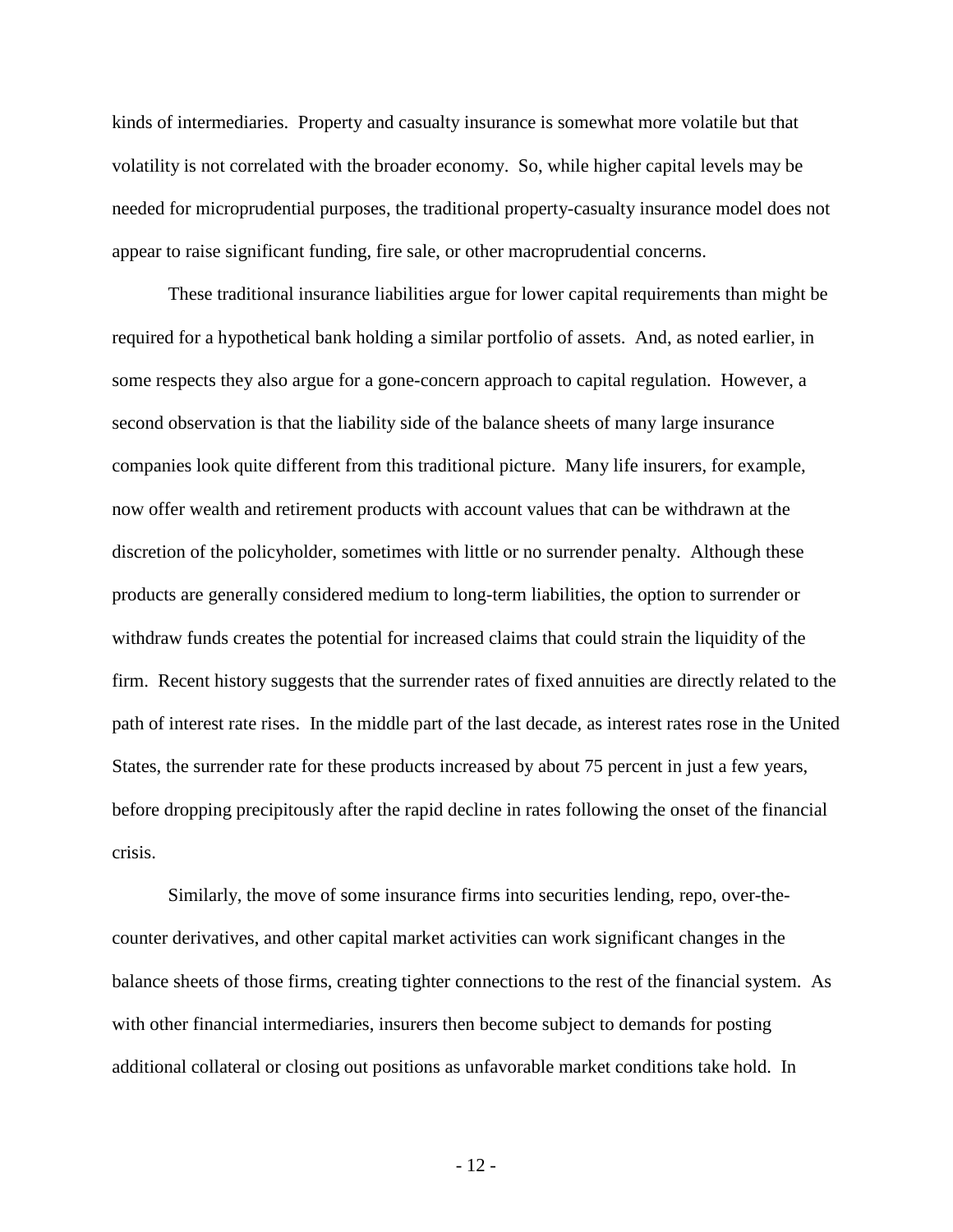kinds of intermediaries. Property and casualty insurance is somewhat more volatile but that volatility is not correlated with the broader economy. So, while higher capital levels may be needed for microprudential purposes, the traditional property-casualty insurance model does not appear to raise significant funding, fire sale, or other macroprudential concerns.

These traditional insurance liabilities argue for lower capital requirements than might be required for a hypothetical bank holding a similar portfolio of assets. And, as noted earlier, in some respects they also argue for a gone-concern approach to capital regulation. However, a second observation is that the liability side of the balance sheets of many large insurance companies look quite different from this traditional picture. Many life insurers, for example, now offer wealth and retirement products with account values that can be withdrawn at the discretion of the policyholder, sometimes with little or no surrender penalty. Although these products are generally considered medium to long-term liabilities, the option to surrender or withdraw funds creates the potential for increased claims that could strain the liquidity of the firm. Recent history suggests that the surrender rates of fixed annuities are directly related to the path of interest rate rises. In the middle part of the last decade, as interest rates rose in the United States, the surrender rate for these products increased by about 75 percent in just a few years, before dropping precipitously after the rapid decline in rates following the onset of the financial crisis.

Similarly, the move of some insurance firms into securities lending, repo, over-the-counter derivatives, and other capital market activities can work significant changes in the balance sheets of those firms, creating tighter connections to the rest of the financial system. As with other financial intermediaries, insurers then become subject to demands for posting additional collateral or closing out positions as unfavorable market conditions take hold. In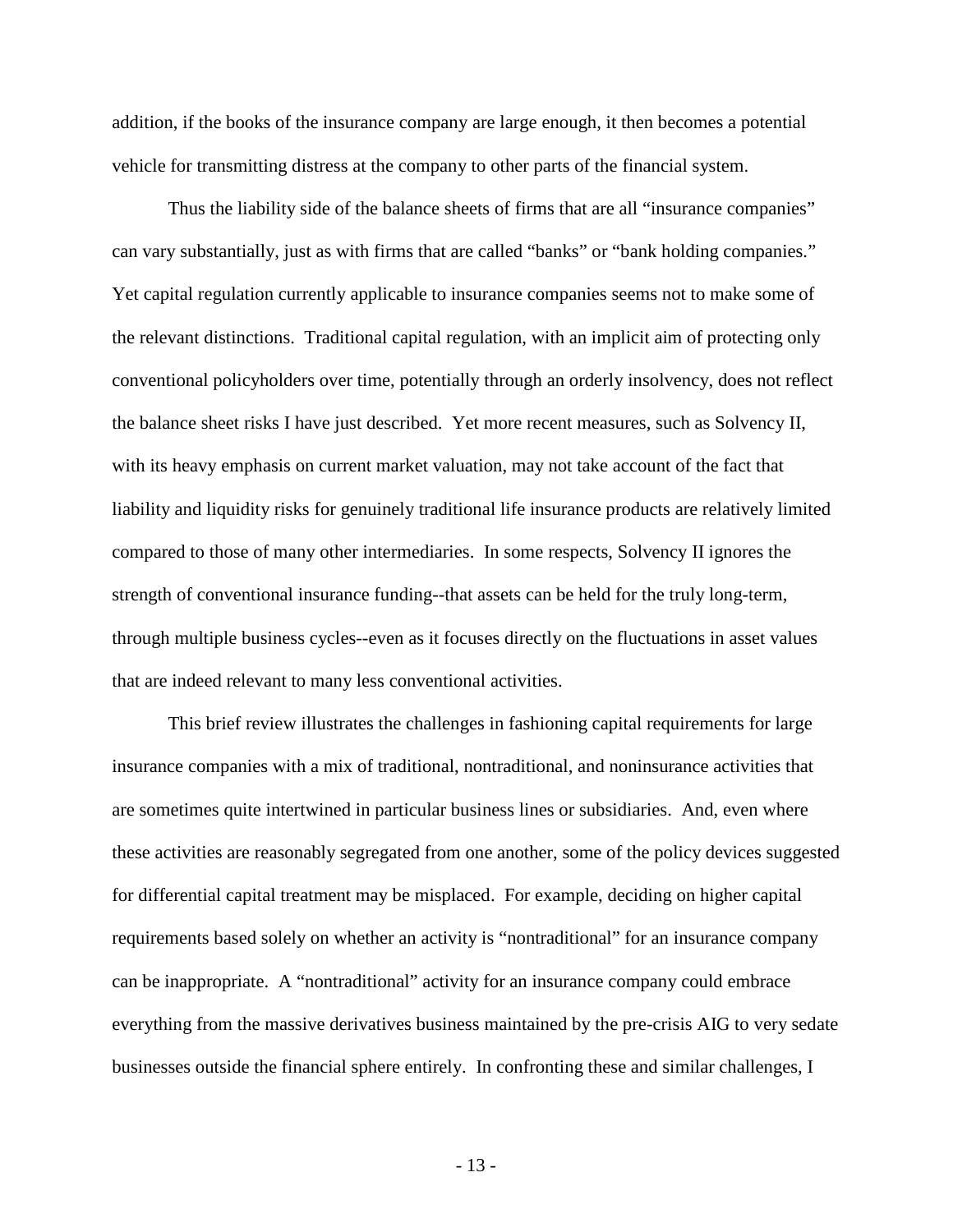addition, if the books of the insurance company are large enough, it then becomes a potential vehicle for transmitting distress at the company to other parts of the financial system.

Thus the liability side of the balance sheets of firms that are all "insurance companies" can vary substantially, just as with firms that are called "banks" or "bank holding companies." Yet capital regulation currently applicable to insurance companies seems not to make some of the relevant distinctions. Traditional capital regulation, with an implicit aim of protecting only conventional policyholders over time, potentially through an orderly insolvency, does not reflect the balance sheet risks I have just described. Yet more recent measures, such as Solvency II, with its heavy emphasis on current market valuation, may not take account of the fact that liability and liquidity risks for genuinely traditional life insurance products are relatively limited compared to those of many other intermediaries. In some respects, Solvency II ignores the strength of conventional insurance funding--that assets can be held for the truly long-term, through multiple business cycles--even as it focuses directly on the fluctuations in asset values that are indeed relevant to many less conventional activities.

This brief review illustrates the challenges in fashioning capital requirements for large insurance companies with a mix of traditional, nontraditional, and noninsurance activities that are sometimes quite intertwined in particular business lines or subsidiaries. And, even where these activities are reasonably segregated from one another, some of the policy devices suggested for differential capital treatment may be misplaced. For example, deciding on higher capital requirements based solely on whether an activity is "nontraditional" for an insurance company can be inappropriate. A "nontraditional" activity for an insurance company could embrace everything from the massive derivatives business maintained by the pre-crisis AIG to very sedate businesses outside the financial sphere entirely. In confronting these and similar challenges, I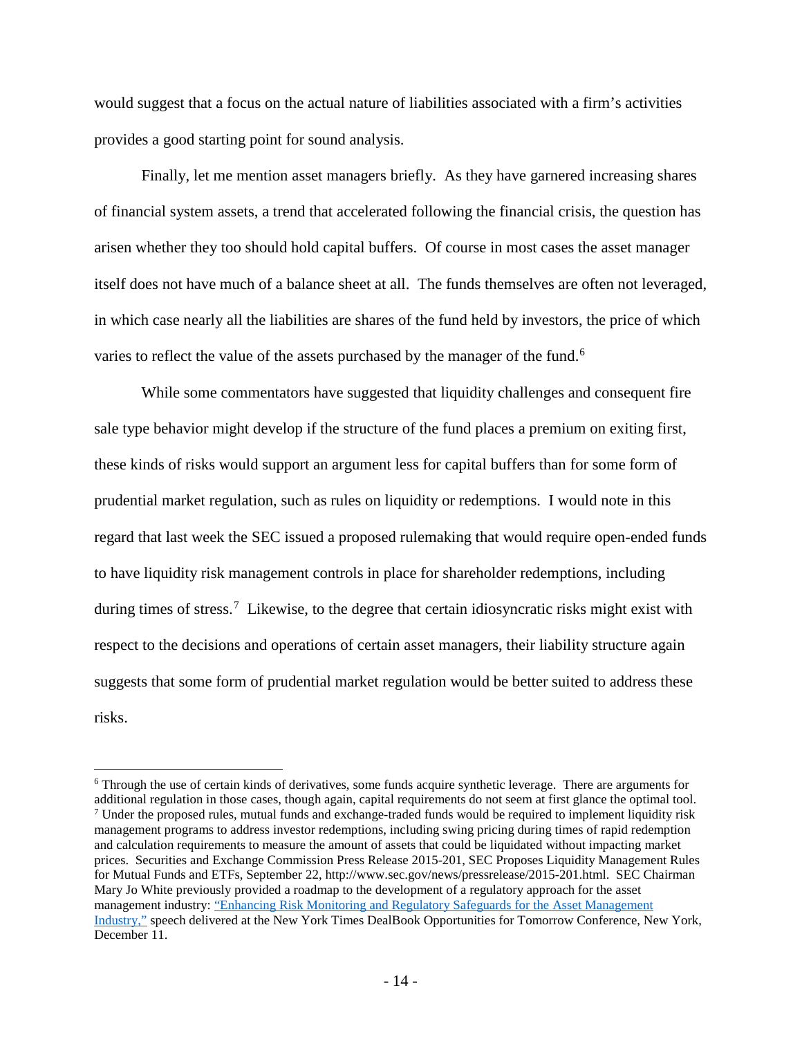would suggest that a focus on the actual nature of liabilities associated with a firm's activities provides a good starting point for sound analysis.

Finally, let me mention asset managers briefly. As they have garnered increasing shares of financial system assets, a trend that accelerated following the financial crisis, the question has arisen whether they too should hold capital buffers. Of course in most cases the asset manager itself does not have much of a balance sheet at all. The funds themselves are often not leveraged, in which case nearly all the liabilities are shares of the fund held by investors, the price of which varies to reflect the value of the assets purchased by the manager of the fund.[6]

While some commentators have suggested that liquidity challenges and consequent fire sale type behavior might develop if the structure of the fund places a premium on exiting first, these kinds of risks would support an argument less for capital buffers than for some form of prudential market regulation, such as rules on liquidity or redemptions. I would note in this regard that last week the SEC issued a proposed rulemaking that would require open-ended funds to have liquidity risk management controls in place for shareholder redemptions, including during times of stress.[7] Likewise, to the degree that certain idiosyncratic risks might exist with respect to the decisions and operations of certain asset managers, their liability structure again suggests that some form of prudential market regulation would be better suited to address these risks.

---

[6] Through the use of certain kinds of derivatives, some funds acquire synthetic leverage. There are arguments for additional regulation in those cases, though again, capital requirements do not seem at first glance the optimal tool.

[7] Under the proposed rules, mutual funds and exchange-traded funds would be required to implement liquidity risk management programs to address investor redemptions, including swing pricing during times of rapid redemption and calculation requirements to measure the amount of assets that could be liquidated without impacting market prices. Securities and Exchange Commission Press Release 2015-201, SEC Proposes Liquidity Management Rules for Mutual Funds and ETFs, September 22, http://www.sec.gov/news/pressrelease/2015-201.html. SEC Chairman Mary Jo White previously provided a roadmap to the development of a regulatory approach for the asset management industry: "Enhancing Risk Monitoring and Regulatory Safeguards for the Asset Management Industry," speech delivered at the New York Times DealBook Opportunities for Tomorrow Conference, New York, December 11.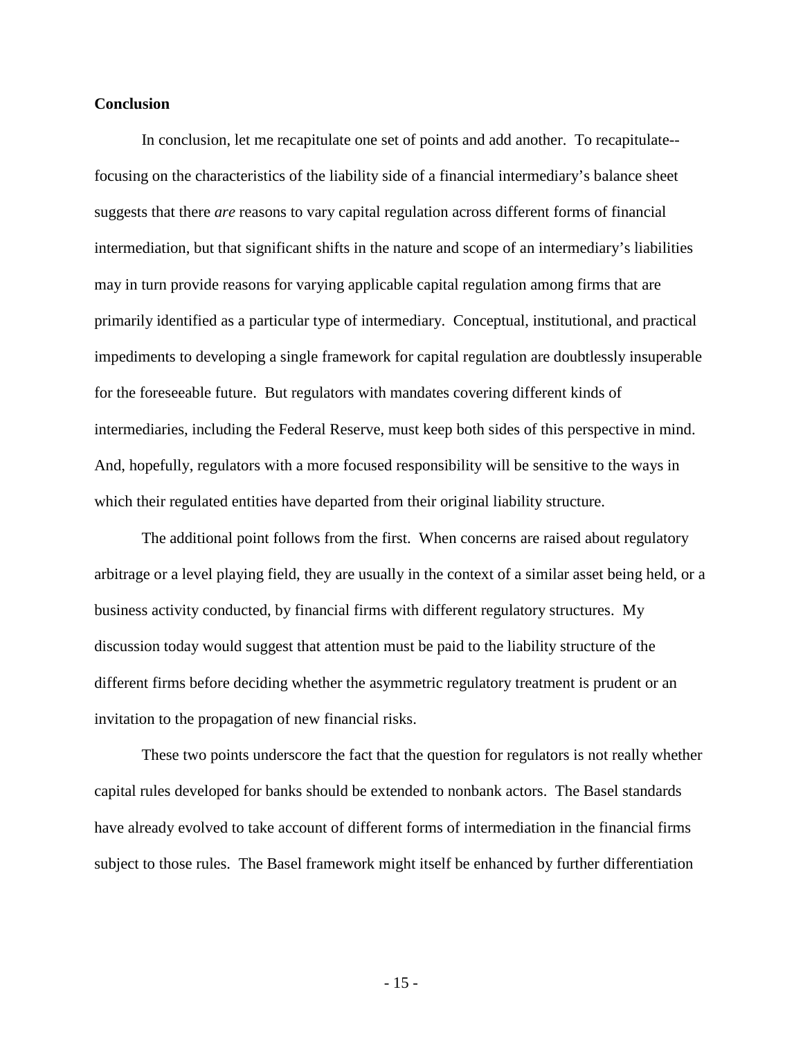**Conclusion**

In conclusion, let me recapitulate one set of points and add another. To recapitulate--focusing on the characteristics of the liability side of a financial intermediary's balance sheet suggests that there *are* reasons to vary capital regulation across different forms of financial intermediation, but that significant shifts in the nature and scope of an intermediary's liabilities may in turn provide reasons for varying applicable capital regulation among firms that are primarily identified as a particular type of intermediary. Conceptual, institutional, and practical impediments to developing a single framework for capital regulation are doubtlessly insuperable for the foreseeable future. But regulators with mandates covering different kinds of intermediaries, including the Federal Reserve, must keep both sides of this perspective in mind. And, hopefully, regulators with a more focused responsibility will be sensitive to the ways in which their regulated entities have departed from their original liability structure.

The additional point follows from the first. When concerns are raised about regulatory arbitrage or a level playing field, they are usually in the context of a similar asset being held, or a business activity conducted, by financial firms with different regulatory structures. My discussion today would suggest that attention must be paid to the liability structure of the different firms before deciding whether the asymmetric regulatory treatment is prudent or an invitation to the propagation of new financial risks.

These two points underscore the fact that the question for regulators is not really whether capital rules developed for banks should be extended to nonbank actors. The Basel standards have already evolved to take account of different forms of intermediation in the financial firms subject to those rules. The Basel framework might itself be enhanced by further differentiation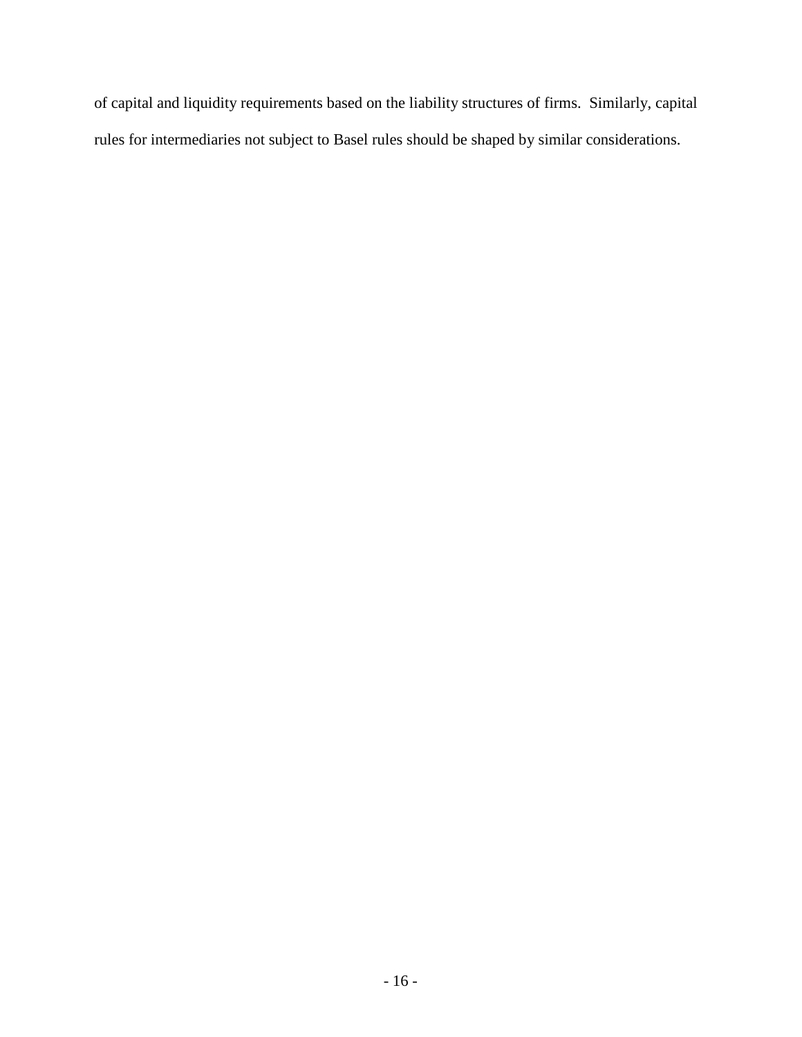of capital and liquidity requirements based on the liability structures of firms. Similarly, capital rules for intermediaries not subject to Basel rules should be shaped by similar considerations.